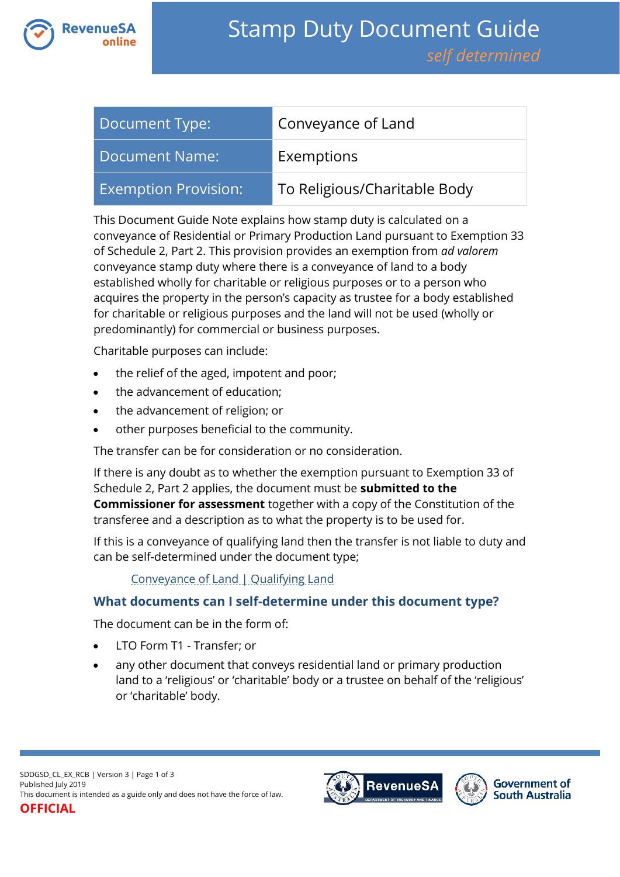# Stamp Duty Document Guide

*self determined*

| | |
|---|---|
| Document Type: | Conveyance of Land |
| Document Name: | Exemptions |
| Exemption Provision: | To Religious/Charitable Body |

This Document Guide Note explains how stamp duty is calculated on a conveyance of Residential or Primary Production Land pursuant to Exemption 33 of Schedule 2, Part 2. This provision provides an exemption from *ad valorem* conveyance stamp duty where there is a conveyance of land to a body established wholly for charitable or religious purposes or to a person who acquires the property in the person's capacity as trustee for a body established for charitable or religious purposes and the land will not be used (wholly or predominantly) for commercial or business purposes.

Charitable purposes can include:

- the relief of the aged, impotent and poor;
- the advancement of education;
- the advancement of religion; or
- other purposes beneficial to the community.

The transfer can be for consideration or no consideration.

If there is any doubt as to whether the exemption pursuant to Exemption 33 of Schedule 2, Part 2 applies, the document must be **submitted to the Commissioner for assessment** together with a copy of the Constitution of the transferee and a description as to what the property is to be used for.

If this is a conveyance of qualifying land then the transfer is not liable to duty and can be self-determined under the document type;

Conveyance of Land | Qualifying Land

## What documents can I self-determine under this document type?

The document can be in the form of:

- LTO Form T1 - Transfer; or
- any other document that conveys residential land or primary production land to a 'religious' or 'charitable' body or a trustee on behalf of the 'religious' or 'charitable' body.

SDDGSD_CL_EX_RCB | Version 3
Published July 2019
This document is intended as a guide only and does not have the force of law.
OFFICIAL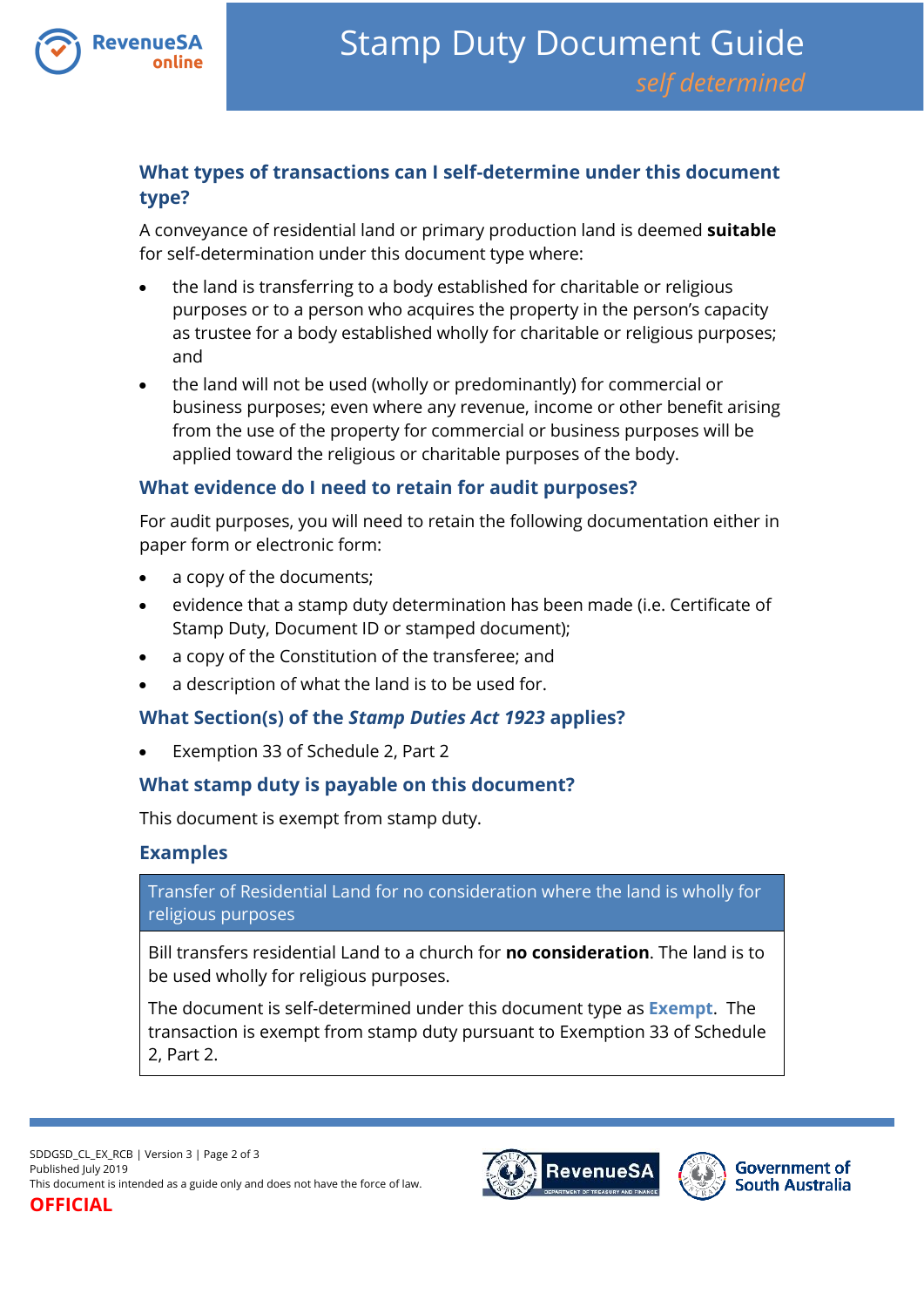## What types of transactions can I self-determine under this document type?

A conveyance of residential land or primary production land is deemed **suitable** for self-determination under this document type where:

- the land is transferring to a body established for charitable or religious purposes or to a person who acquires the property in the person's capacity as trustee for a body established wholly for charitable or religious purposes; and
- the land will not be used (wholly or predominantly) for commercial or business purposes; even where any revenue, income or other benefit arising from the use of the property for commercial or business purposes will be applied toward the religious or charitable purposes of the body.

## What evidence do I need to retain for audit purposes?

For audit purposes, you will need to retain the following documentation either in paper form or electronic form:

- a copy of the documents;
- evidence that a stamp duty determination has been made (i.e. Certificate of Stamp Duty, Document ID or stamped document);
- a copy of the Constitution of the transferee; and
- a description of what the land is to be used for.

## What Section(s) of the *Stamp Duties Act 1923* applies?

- Exemption 33 of Schedule 2, Part 2

## What stamp duty is payable on this document?

This document is exempt from stamp duty.

## Examples

| Transfer of Residential Land for no consideration where the land is wholly for religious purposes |
|---|
| Bill transfers residential Land to a church for **no consideration**. The land is to be used wholly for religious purposes.<br><br>The document is self-determined under this document type as **Exempt**. The transaction is exempt from stamp duty pursuant to Exemption 33 of Schedule 2, Part 2. |

SDDGSD_CL_EX_RCB | Version 3
Published July 2019
This document is intended as a guide only and does not have the force of law.
OFFICIAL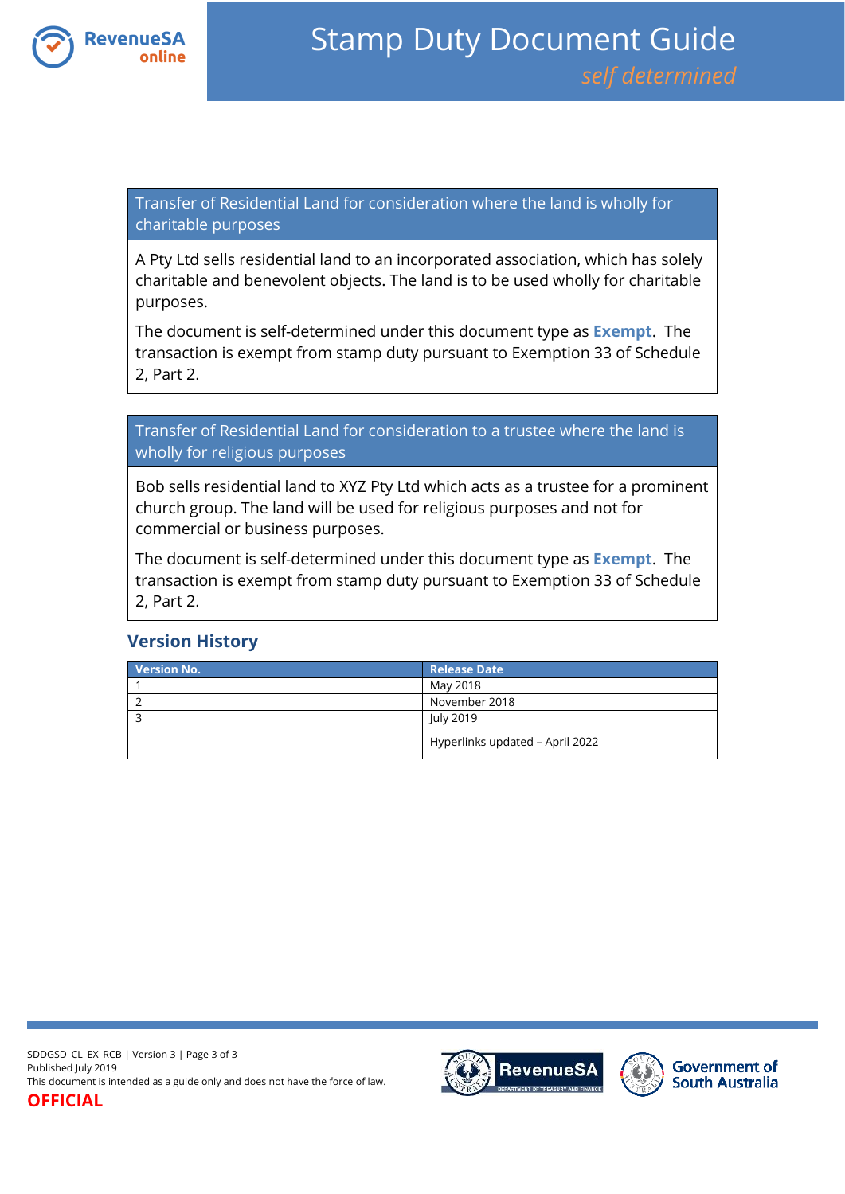### Transfer of Residential Land for consideration where the land is wholly for charitable purposes

A Pty Ltd sells residential land to an incorporated association, which has solely charitable and benevolent objects. The land is to be used wholly for charitable purposes.

The document is self-determined under this document type as **Exempt**. The transaction is exempt from stamp duty pursuant to Exemption 33 of Schedule 2, Part 2.

### Transfer of Residential Land for consideration to a trustee where the land is wholly for religious purposes

Bob sells residential land to XYZ Pty Ltd which acts as a trustee for a prominent church group. The land will be used for religious purposes and not for commercial or business purposes.

The document is self-determined under this document type as **Exempt**. The transaction is exempt from stamp duty pursuant to Exemption 33 of Schedule 2, Part 2.

## Version History

| Version No. | Release Date |
|---|---|
| 1 | May 2018 |
| 2 | November 2018 |
| 3 | July 2019<br><br>Hyperlinks updated – April 2022 |

SDDGSD_CL_EX_RCB | Version 3
Published July 2019
This document is intended as a guide only and does not have the force of law.

**OFFICIAL**